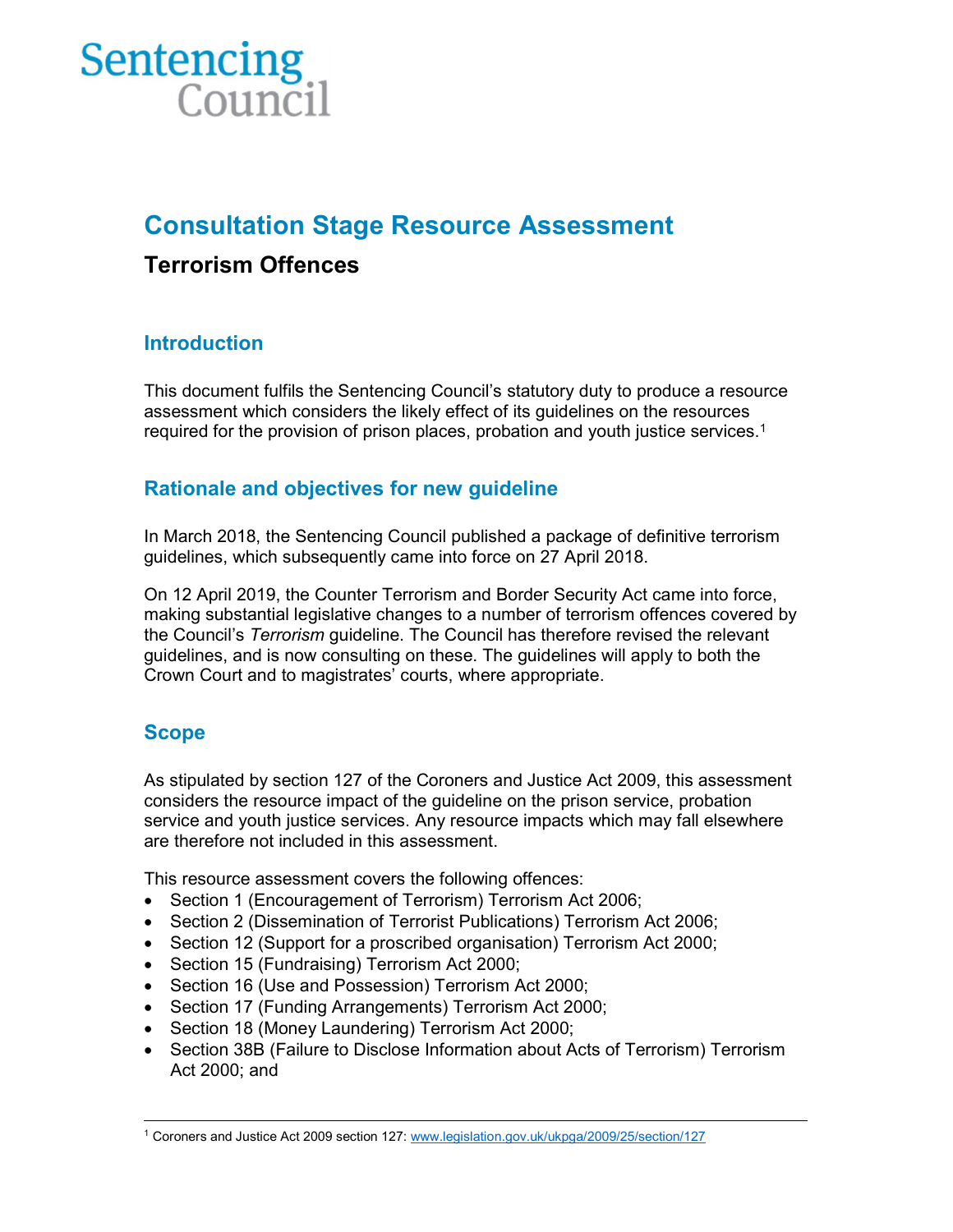Sentencing Council

# Consultation Stage Resource Assessment

## Terrorism Offences

### Introduction

This document fulfils the Sentencing Council's statutory duty to produce a resource assessment which considers the likely effect of its guidelines on the resources required for the provision of prison places, probation and youth justice services.[1]

### Rationale and objectives for new guideline

In March 2018, the Sentencing Council published a package of definitive terrorism guidelines, which subsequently came into force on 27 April 2018.

On 12 April 2019, the Counter Terrorism and Border Security Act came into force, making substantial legislative changes to a number of terrorism offences covered by the Council's *Terrorism* guideline. The Council has therefore revised the relevant guidelines, and is now consulting on these. The guidelines will apply to both the Crown Court and to magistrates' courts, where appropriate.

### Scope

As stipulated by section 127 of the Coroners and Justice Act 2009, this assessment considers the resource impact of the guideline on the prison service, probation service and youth justice services. Any resource impacts which may fall elsewhere are therefore not included in this assessment.

This resource assessment covers the following offences:

- Section 1 (Encouragement of Terrorism) Terrorism Act 2006;
- Section 2 (Dissemination of Terrorist Publications) Terrorism Act 2006;
- Section 12 (Support for a proscribed organisation) Terrorism Act 2000;
- Section 15 (Fundraising) Terrorism Act 2000;
- Section 16 (Use and Possession) Terrorism Act 2000;
- Section 17 (Funding Arrangements) Terrorism Act 2000;
- Section 18 (Money Laundering) Terrorism Act 2000;
- Section 38B (Failure to Disclose Information about Acts of Terrorism) Terrorism Act 2000; and

[1] Coroners and Justice Act 2009 section 127: www.legislation.gov.uk/ukpga/2009/25/section/127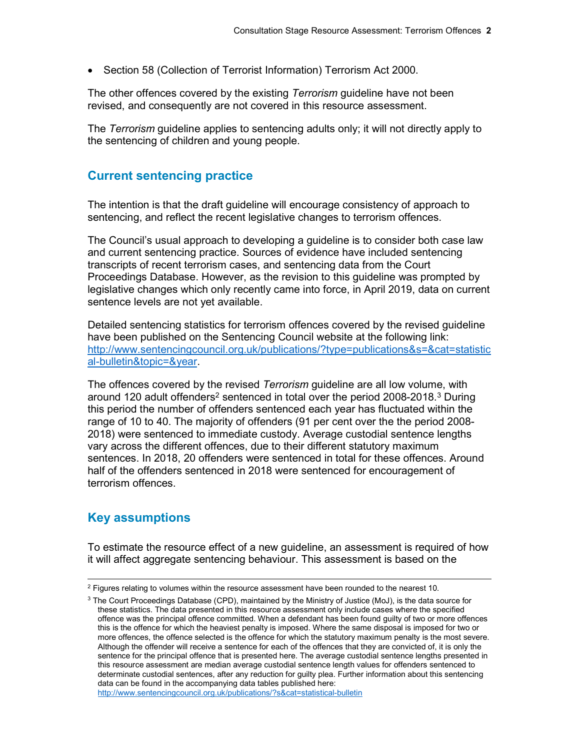- Section 58 (Collection of Terrorist Information) Terrorism Act 2000.

The other offences covered by the existing *Terrorism* guideline have not been revised, and consequently are not covered in this resource assessment.

The *Terrorism* guideline applies to sentencing adults only; it will not directly apply to the sentencing of children and young people.

## Current sentencing practice

The intention is that the draft guideline will encourage consistency of approach to sentencing, and reflect the recent legislative changes to terrorism offences.

The Council's usual approach to developing a guideline is to consider both case law and current sentencing practice. Sources of evidence have included sentencing transcripts of recent terrorism cases, and sentencing data from the Court Proceedings Database. However, as the revision to this guideline was prompted by legislative changes which only recently came into force, in April 2019, data on current sentence levels are not yet available.

Detailed sentencing statistics for terrorism offences covered by the revised guideline have been published on the Sentencing Council website at the following link: [http://www.sentencingcouncil.org.uk/publications/?type=publications&s=&cat=statistical-bulletin&topic=&year](http://www.sentencingcouncil.org.uk/publications/?type=publications&s=&cat=statistical-bulletin&topic=&year).

The offences covered by the revised *Terrorism* guideline are all low volume, with around 120 adult offenders[2] sentenced in total over the period 2008-2018.[3] During this period the number of offenders sentenced each year has fluctuated within the range of 10 to 40. The majority of offenders (91 per cent over the the period 2008-2018) were sentenced to immediate custody. Average custodial sentence lengths vary across the different offences, due to their different statutory maximum sentences. In 2018, 20 offenders were sentenced in total for these offences. Around half of the offenders sentenced in 2018 were sentenced for encouragement of terrorism offences.

## Key assumptions

To estimate the resource effect of a new guideline, an assessment is required of how it will affect aggregate sentencing behaviour. This assessment is based on the

---

[2] Figures relating to volumes within the resource assessment have been rounded to the nearest 10.

[3] The Court Proceedings Database (CPD), maintained by the Ministry of Justice (MoJ), is the data source for these statistics. The data presented in this resource assessment only include cases where the specified offence was the principal offence committed. When a defendant has been found guilty of two or more offences this is the offence for which the heaviest penalty is imposed. Where the same disposal is imposed for two or more offences, the offence selected is the offence for which the statutory maximum penalty is the most severe. Although the offender will receive a sentence for each of the offences that they are convicted of, it is only the sentence for the principal offence that is presented here. The average custodial sentence lengths presented in this resource assessment are median average custodial sentence length values for offenders sentenced to determinate custodial sentences, after any reduction for guilty plea. Further information about this sentencing data can be found in the accompanying data tables published here: [http://www.sentencingcouncil.org.uk/publications/?s&cat=statistical-bulletin](http://www.sentencingcouncil.org.uk/publications/?s&cat=statistical-bulletin)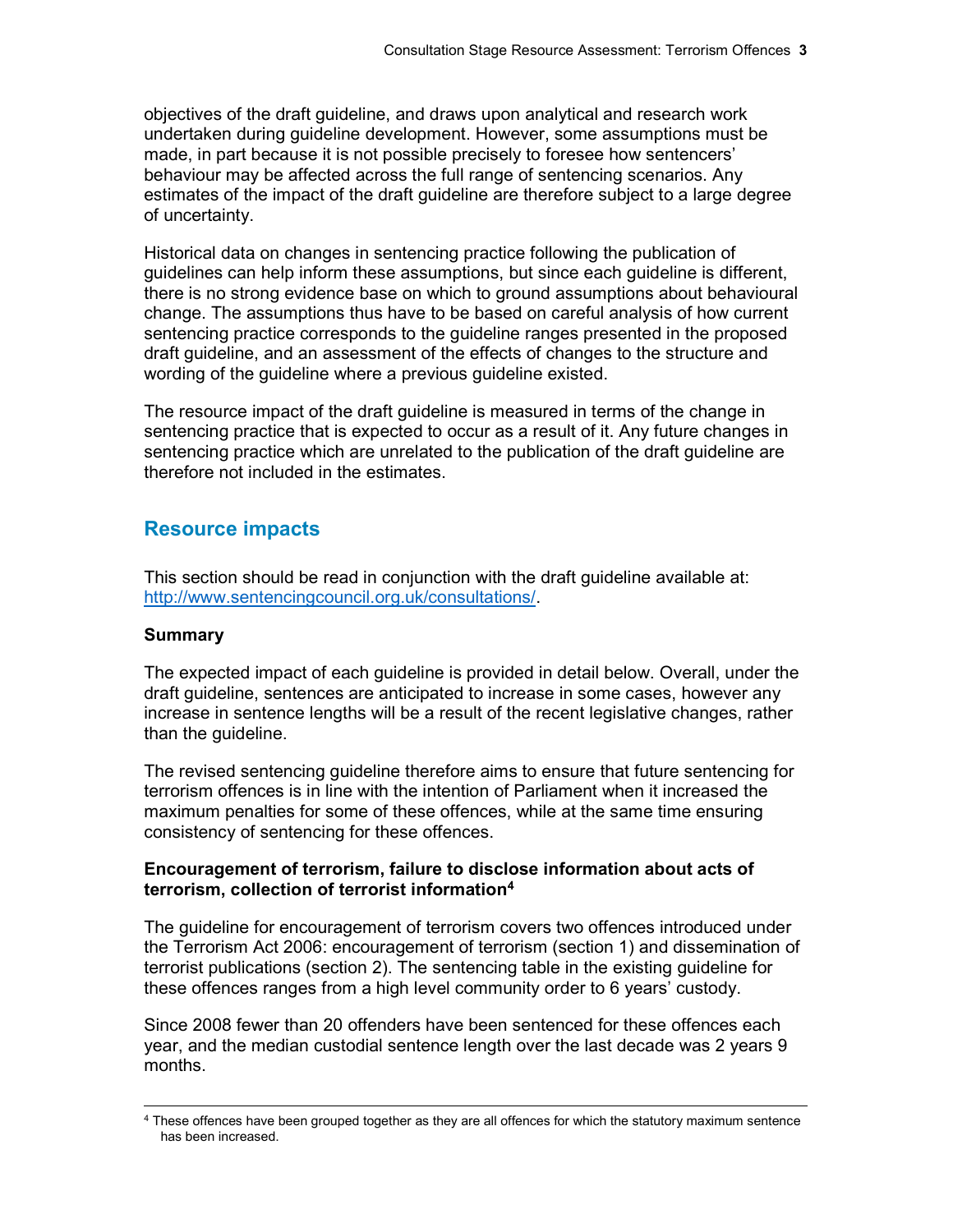objectives of the draft guideline, and draws upon analytical and research work undertaken during guideline development. However, some assumptions must be made, in part because it is not possible precisely to foresee how sentencers' behaviour may be affected across the full range of sentencing scenarios. Any estimates of the impact of the draft guideline are therefore subject to a large degree of uncertainty.

Historical data on changes in sentencing practice following the publication of guidelines can help inform these assumptions, but since each guideline is different, there is no strong evidence base on which to ground assumptions about behavioural change. The assumptions thus have to be based on careful analysis of how current sentencing practice corresponds to the guideline ranges presented in the proposed draft guideline, and an assessment of the effects of changes to the structure and wording of the guideline where a previous guideline existed.

The resource impact of the draft guideline is measured in terms of the change in sentencing practice that is expected to occur as a result of it. Any future changes in sentencing practice which are unrelated to the publication of the draft guideline are therefore not included in the estimates.

## Resource impacts

This section should be read in conjunction with the draft guideline available at: http://www.sentencingcouncil.org.uk/consultations/.

### Summary

The expected impact of each guideline is provided in detail below. Overall, under the draft guideline, sentences are anticipated to increase in some cases, however any increase in sentence lengths will be a result of the recent legislative changes, rather than the guideline.

The revised sentencing guideline therefore aims to ensure that future sentencing for terrorism offences is in line with the intention of Parliament when it increased the maximum penalties for some of these offences, while at the same time ensuring consistency of sentencing for these offences.

### Encouragement of terrorism, failure to disclose information about acts of terrorism, collection of terrorist information[4]

The guideline for encouragement of terrorism covers two offences introduced under the Terrorism Act 2006: encouragement of terrorism (section 1) and dissemination of terrorist publications (section 2). The sentencing table in the existing guideline for these offences ranges from a high level community order to 6 years' custody.

Since 2008 fewer than 20 offenders have been sentenced for these offences each year, and the median custodial sentence length over the last decade was 2 years 9 months.

[4] These offences have been grouped together as they are all offences for which the statutory maximum sentence has been increased.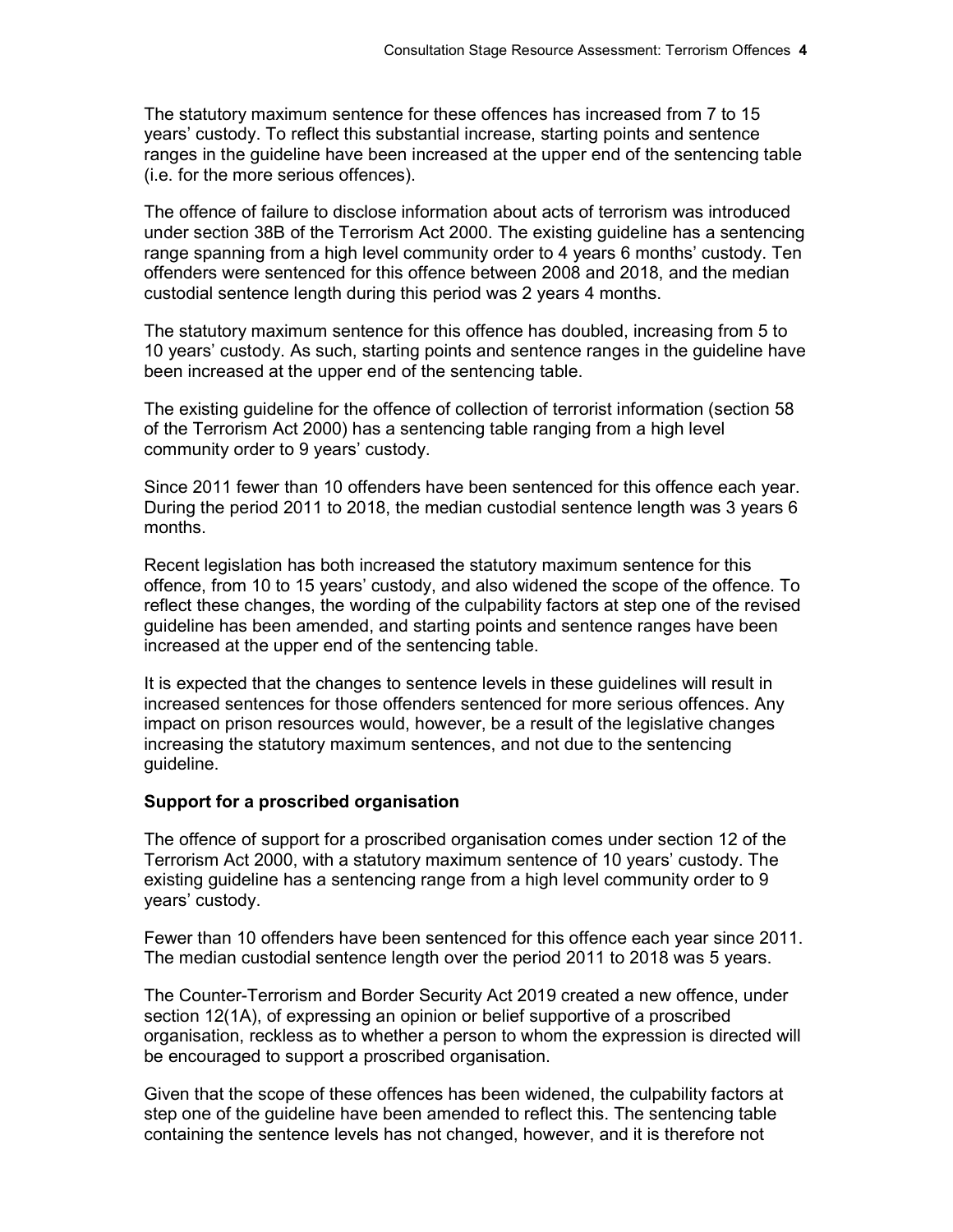The statutory maximum sentence for these offences has increased from 7 to 15 years' custody. To reflect this substantial increase, starting points and sentence ranges in the guideline have been increased at the upper end of the sentencing table (i.e. for the more serious offences).

The offence of failure to disclose information about acts of terrorism was introduced under section 38B of the Terrorism Act 2000. The existing guideline has a sentencing range spanning from a high level community order to 4 years 6 months' custody. Ten offenders were sentenced for this offence between 2008 and 2018, and the median custodial sentence length during this period was 2 years 4 months.

The statutory maximum sentence for this offence has doubled, increasing from 5 to 10 years' custody. As such, starting points and sentence ranges in the guideline have been increased at the upper end of the sentencing table.

The existing guideline for the offence of collection of terrorist information (section 58 of the Terrorism Act 2000) has a sentencing table ranging from a high level community order to 9 years' custody.

Since 2011 fewer than 10 offenders have been sentenced for this offence each year. During the period 2011 to 2018, the median custodial sentence length was 3 years 6 months.

Recent legislation has both increased the statutory maximum sentence for this offence, from 10 to 15 years' custody, and also widened the scope of the offence. To reflect these changes, the wording of the culpability factors at step one of the revised guideline has been amended, and starting points and sentence ranges have been increased at the upper end of the sentencing table.

It is expected that the changes to sentence levels in these guidelines will result in increased sentences for those offenders sentenced for more serious offences. Any impact on prison resources would, however, be a result of the legislative changes increasing the statutory maximum sentences, and not due to the sentencing guideline.

**Support for a proscribed organisation**

The offence of support for a proscribed organisation comes under section 12 of the Terrorism Act 2000, with a statutory maximum sentence of 10 years' custody. The existing guideline has a sentencing range from a high level community order to 9 years' custody.

Fewer than 10 offenders have been sentenced for this offence each year since 2011. The median custodial sentence length over the period 2011 to 2018 was 5 years.

The Counter-Terrorism and Border Security Act 2019 created a new offence, under section 12(1A), of expressing an opinion or belief supportive of a proscribed organisation, reckless as to whether a person to whom the expression is directed will be encouraged to support a proscribed organisation.

Given that the scope of these offences has been widened, the culpability factors at step one of the guideline have been amended to reflect this. The sentencing table containing the sentence levels has not changed, however, and it is therefore not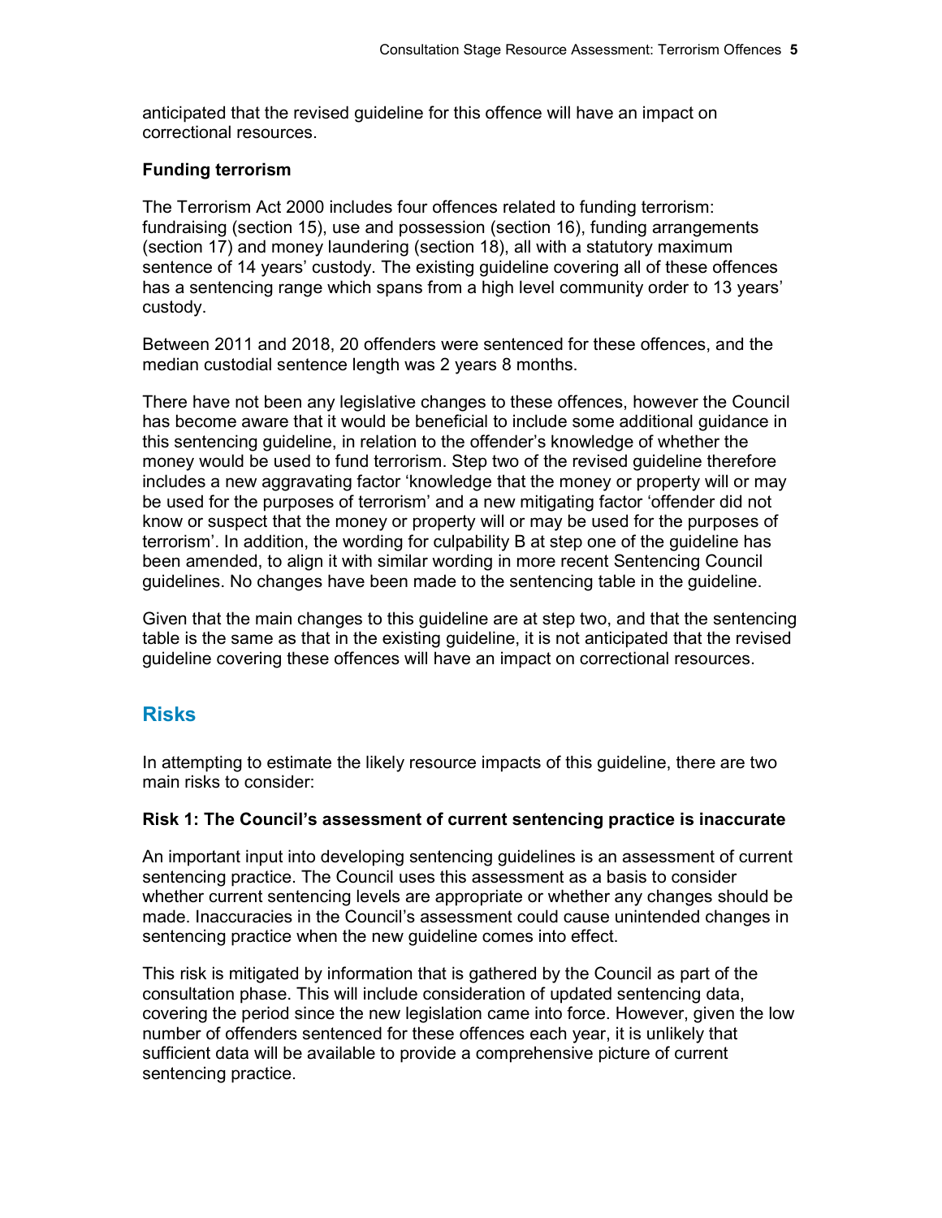anticipated that the revised guideline for this offence will have an impact on correctional resources.

### Funding terrorism

The Terrorism Act 2000 includes four offences related to funding terrorism: fundraising (section 15), use and possession (section 16), funding arrangements (section 17) and money laundering (section 18), all with a statutory maximum sentence of 14 years' custody. The existing guideline covering all of these offences has a sentencing range which spans from a high level community order to 13 years' custody.

Between 2011 and 2018, 20 offenders were sentenced for these offences, and the median custodial sentence length was 2 years 8 months.

There have not been any legislative changes to these offences, however the Council has become aware that it would be beneficial to include some additional guidance in this sentencing guideline, in relation to the offender's knowledge of whether the money would be used to fund terrorism. Step two of the revised guideline therefore includes a new aggravating factor 'knowledge that the money or property will or may be used for the purposes of terrorism' and a new mitigating factor 'offender did not know or suspect that the money or property will or may be used for the purposes of terrorism'. In addition, the wording for culpability B at step one of the guideline has been amended, to align it with similar wording in more recent Sentencing Council guidelines. No changes have been made to the sentencing table in the guideline.

Given that the main changes to this guideline are at step two, and that the sentencing table is the same as that in the existing guideline, it is not anticipated that the revised guideline covering these offences will have an impact on correctional resources.

## Risks

In attempting to estimate the likely resource impacts of this guideline, there are two main risks to consider:

### Risk 1: The Council's assessment of current sentencing practice is inaccurate

An important input into developing sentencing guidelines is an assessment of current sentencing practice. The Council uses this assessment as a basis to consider whether current sentencing levels are appropriate or whether any changes should be made. Inaccuracies in the Council's assessment could cause unintended changes in sentencing practice when the new guideline comes into effect.

This risk is mitigated by information that is gathered by the Council as part of the consultation phase. This will include consideration of updated sentencing data, covering the period since the new legislation came into force. However, given the low number of offenders sentenced for these offences each year, it is unlikely that sufficient data will be available to provide a comprehensive picture of current sentencing practice.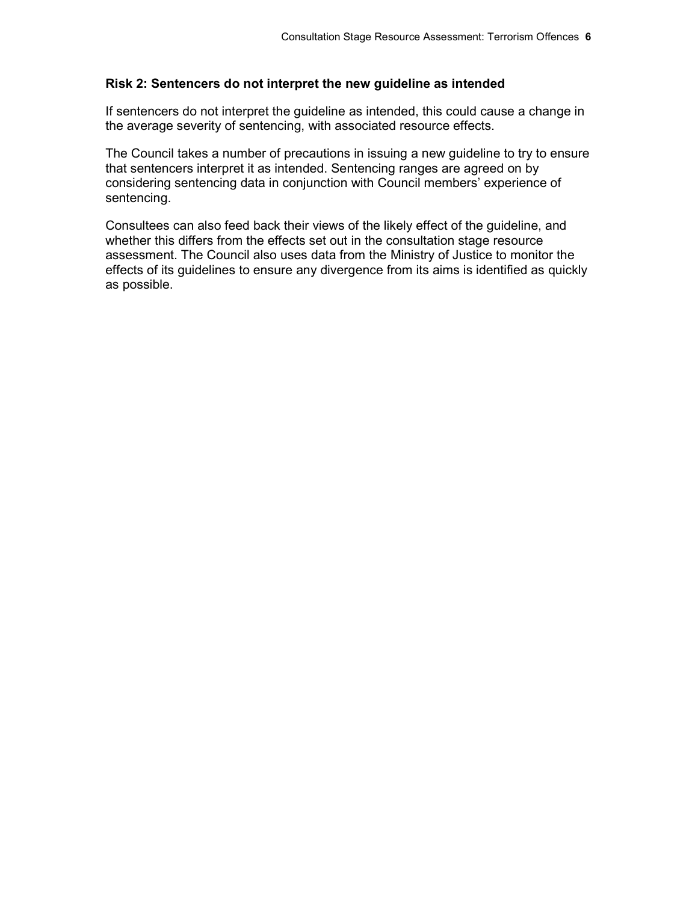### Risk 2: Sentencers do not interpret the new guideline as intended

If sentencers do not interpret the guideline as intended, this could cause a change in the average severity of sentencing, with associated resource effects.

The Council takes a number of precautions in issuing a new guideline to try to ensure that sentencers interpret it as intended. Sentencing ranges are agreed on by considering sentencing data in conjunction with Council members' experience of sentencing.

Consultees can also feed back their views of the likely effect of the guideline, and whether this differs from the effects set out in the consultation stage resource assessment. The Council also uses data from the Ministry of Justice to monitor the effects of its guidelines to ensure any divergence from its aims is identified as quickly as possible.